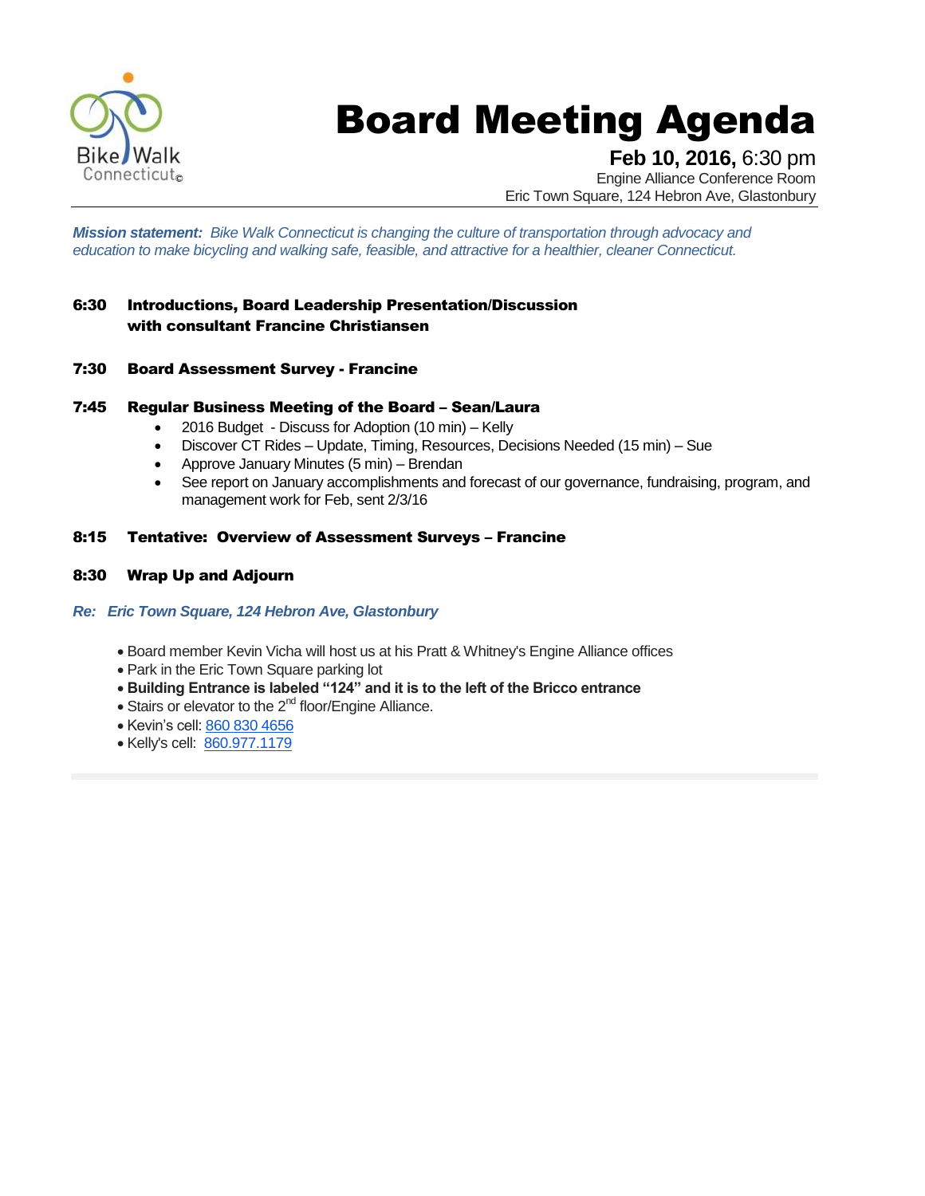Bike Walk Connecticut©

# Board Meeting Agenda

**Feb 10, 2016,** 6:30 pm
Engine Alliance Conference Room
Eric Town Square, 124 Hebron Ave, Glastonbury

***Mission statement:*** *Bike Walk Connecticut is changing the culture of transportation through advocacy and education to make bicycling and walking safe, feasible, and attractive for a healthier, cleaner Connecticut.*

**6:30 Introductions, Board Leadership Presentation/Discussion with consultant Francine Christiansen**

**7:30 Board Assessment Survey - Francine**

**7:45 Regular Business Meeting of the Board – Sean/Laura**

- 2016 Budget - Discuss for Adoption (10 min) – Kelly
- Discover CT Rides – Update, Timing, Resources, Decisions Needed (15 min) – Sue
- Approve January Minutes (5 min) – Brendan
- See report on January accomplishments and forecast of our governance, fundraising, program, and management work for Feb, sent 2/3/16

**8:15 Tentative: Overview of Assessment Surveys – Francine**

**8:30 Wrap Up and Adjourn**

***Re: Eric Town Square, 124 Hebron Ave, Glastonbury***

- Board member Kevin Vicha will host us at his Pratt & Whitney's Engine Alliance offices
- Park in the Eric Town Square parking lot
- **Building Entrance is labeled "124" and it is to the left of the Bricco entrance**
- Stairs or elevator to the 2nd floor/Engine Alliance.
- Kevin's cell: 860 830 4656
- Kelly's cell: 860.977.1179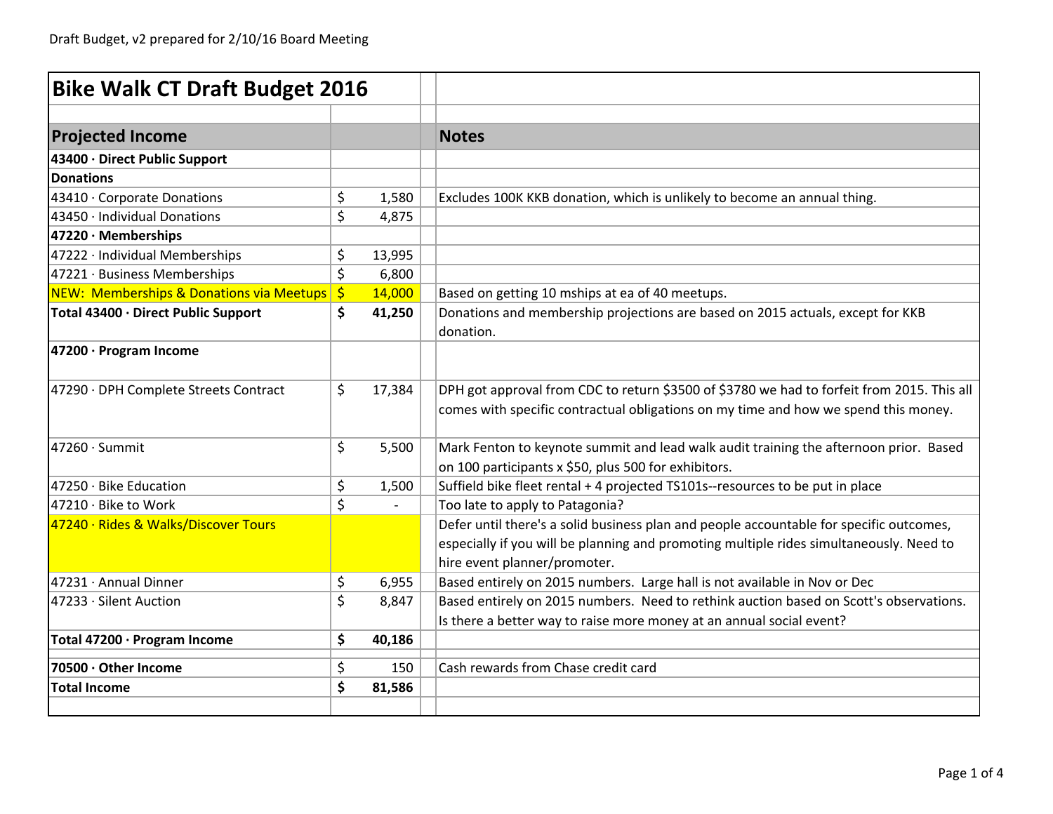Draft Budget, v2 prepared for 2/10/16 Board Meeting

| Bike Walk CT Draft Budget 2016 | | |
|---|---|---|
| | | |
| **Projected Income** | | **Notes** |
| **43400 · Direct Public Support** | | |
| **Donations** | | |
| 43410 · Corporate Donations | $ 1,580 | Excludes 100K KKB donation, which is unlikely to become an annual thing. |
| 43450 · Individual Donations | $ 4,875 | |
| **47220 · Memberships** | | |
| 47222 · Individual Memberships | $ 13,995 | |
| 47221 · Business Memberships | $ 6,800 | |
| NEW: Memberships & Donations via Meetups | $ 14,000 | Based on getting 10 mships at ea of 40 meetups. |
| **Total 43400 · Direct Public Support** | **$ 41,250** | Donations and membership projections are based on 2015 actuals, except for KKB donation. |
| **47200 · Program Income** | | |
| 47290 · DPH Complete Streets Contract | $ 17,384 | DPH got approval from CDC to return $3500 of $3780 we had to forfeit from 2015. This all comes with specific contractual obligations on my time and how we spend this money. |
| 47260 · Summit | $ 5,500 | Mark Fenton to keynote summit and lead walk audit training the afternoon prior. Based on 100 participants x $50, plus 500 for exhibitors. |
| 47250 · Bike Education | $ 1,500 | Suffield bike fleet rental + 4 projected TS101s--resources to be put in place |
| 47210 · Bike to Work | $ - | Too late to apply to Patagonia? |
| 47240 · Rides & Walks/Discover Tours | | Defer until there's a solid business plan and people accountable for specific outcomes, especially if you will be planning and promoting multiple rides simultaneously. Need to hire event planner/promoter. |
| 47231 · Annual Dinner | $ 6,955 | Based entirely on 2015 numbers. Large hall is not available in Nov or Dec |
| 47233 · Silent Auction | $ 8,847 | Based entirely on 2015 numbers. Need to rethink auction based on Scott's observations. Is there a better way to raise more money at an annual social event? |
| **Total 47200 · Program Income** | **$ 40,186** | |
| **70500 · Other Income** | $ 150 | Cash rewards from Chase credit card |
| **Total Income** | **$ 81,586** | |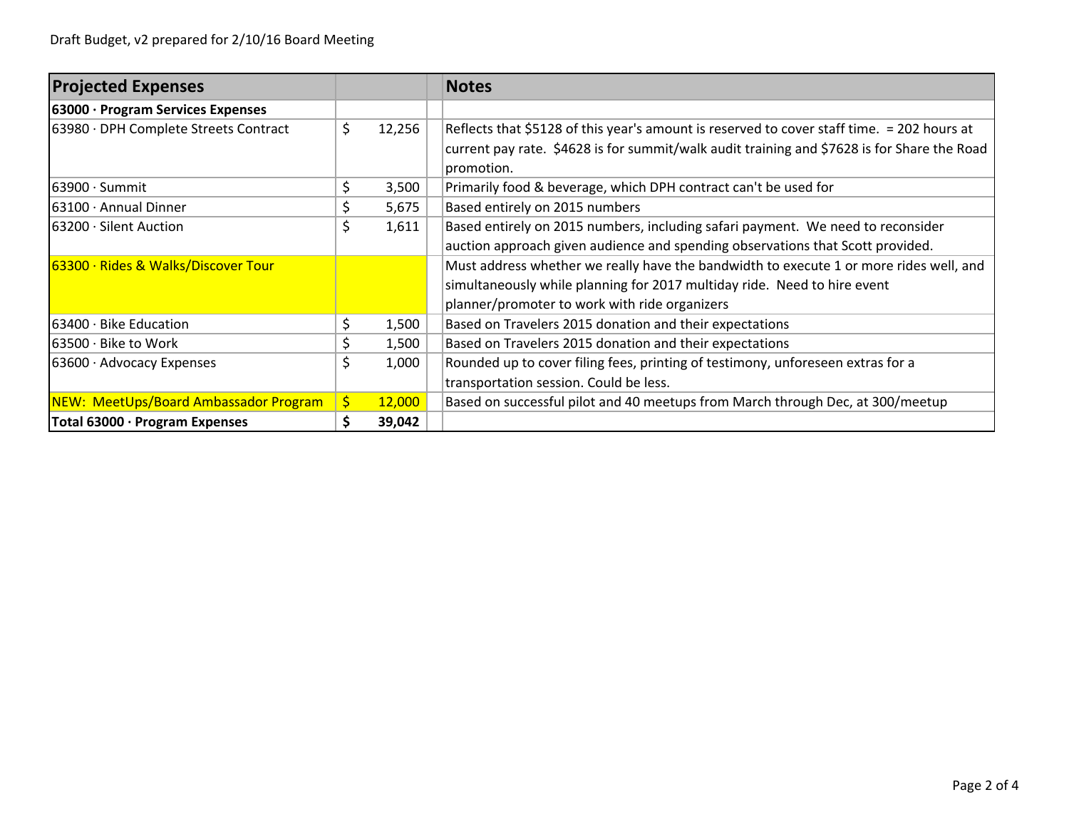Draft Budget, v2 prepared for 2/10/16 Board Meeting

| Projected Expenses | | | Notes |
| --- | --- | --- | --- |
| **63000 · Program Services Expenses** | | | |
| 63980 · DPH Complete Streets Contract | $ 12,256 | | Reflects that $5128 of this year's amount is reserved to cover staff time. = 202 hours at current pay rate. $4628 is for summit/walk audit training and $7628 is for Share the Road promotion. |
| 63900 · Summit | $ 3,500 | | Primarily food & beverage, which DPH contract can't be used for |
| 63100 · Annual Dinner | $ 5,675 | | Based entirely on 2015 numbers |
| 63200 · Silent Auction | $ 1,611 | | Based entirely on 2015 numbers, including safari payment. We need to reconsider auction approach given audience and spending observations that Scott provided. |
| 63300 · Rides & Walks/Discover Tour | | | Must address whether we really have the bandwidth to execute 1 or more rides well, and simultaneously while planning for 2017 multiday ride. Need to hire event planner/promoter to work with ride organizers |
| 63400 · Bike Education | $ 1,500 | | Based on Travelers 2015 donation and their expectations |
| 63500 · Bike to Work | $ 1,500 | | Based on Travelers 2015 donation and their expectations |
| 63600 · Advocacy Expenses | $ 1,000 | | Rounded up to cover filing fees, printing of testimony, unforeseen extras for a transportation session. Could be less. |
| NEW: MeetUps/Board Ambassador Program | $ 12,000 | | Based on successful pilot and 40 meetups from March through Dec, at 300/meetup |
| **Total 63000 · Program Expenses** | **$ 39,042** | | |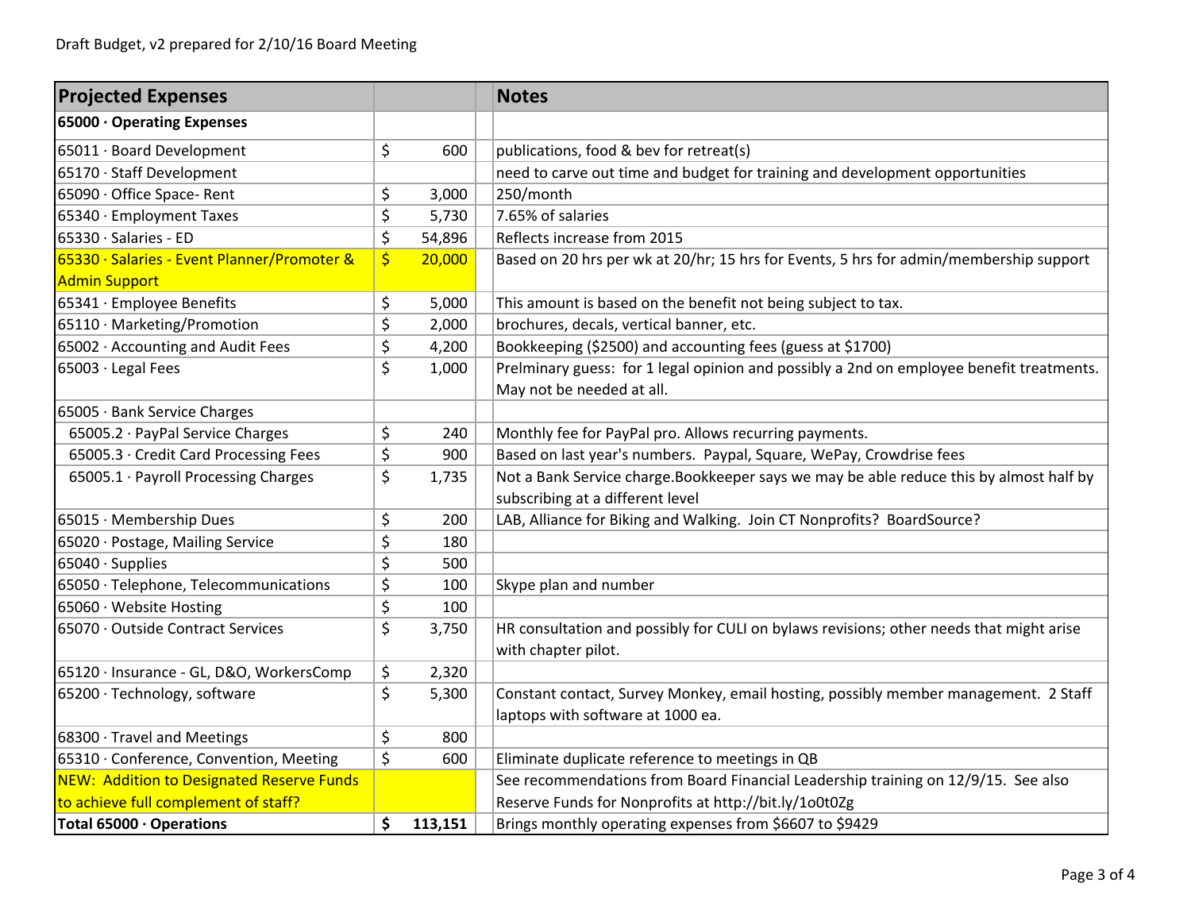Draft Budget, v2 prepared for 2/10/16 Board Meeting

| Projected Expenses | | | Notes |
|---|---|---|---|
| **65000 · Operating Expenses** | | | |
| 65011 · Board Development | $ | 600 | publications, food & bev for retreat(s) |
| 65170 · Staff Development | | | need to carve out time and budget for training and development opportunities |
| 65090 · Office Space- Rent | $ | 3,000 | 250/month |
| 65340 · Employment Taxes | $ | 5,730 | 7.65% of salaries |
| 65330 · Salaries - ED | $ | 54,896 | Reflects increase from 2015 |
| 65330 · Salaries - Event Planner/Promoter & Admin Support | $ | 20,000 | Based on 20 hrs per wk at 20/hr; 15 hrs for Events, 5 hrs for admin/membership support |
| 65341 · Employee Benefits | $ | 5,000 | This amount is based on the benefit not being subject to tax. |
| 65110 · Marketing/Promotion | $ | 2,000 | brochures, decals, vertical banner, etc. |
| 65002 · Accounting and Audit Fees | $ | 4,200 | Bookkeeping ($2500) and accounting fees (guess at $1700) |
| 65003 · Legal Fees | $ | 1,000 | Prelminary guess: for 1 legal opinion and possibly a 2nd on employee benefit treatments. May not be needed at all. |
| 65005 · Bank Service Charges | | | |
| 65005.2 · PayPal Service Charges | $ | 240 | Monthly fee for PayPal pro. Allows recurring payments. |
| 65005.3 · Credit Card Processing Fees | $ | 900 | Based on last year's numbers. Paypal, Square, WePay, Crowdrise fees |
| 65005.1 · Payroll Processing Charges | $ | 1,735 | Not a Bank Service charge.Bookkeeper says we may be able reduce this by almost half by subscribing at a different level |
| 65015 · Membership Dues | $ | 200 | LAB, Alliance for Biking and Walking. Join CT Nonprofits? BoardSource? |
| 65020 · Postage, Mailing Service | $ | 180 | |
| 65040 · Supplies | $ | 500 | |
| 65050 · Telephone, Telecommunications | $ | 100 | Skype plan and number |
| 65060 · Website Hosting | $ | 100 | |
| 65070 · Outside Contract Services | $ | 3,750 | HR consultation and possibly for CULI on bylaws revisions; other needs that might arise with chapter pilot. |
| 65120 · Insurance - GL, D&O, WorkersComp | $ | 2,320 | |
| 65200 · Technology, software | $ | 5,300 | Constant contact, Survey Monkey, email hosting, possibly member management. 2 Staff laptops with software at 1000 ea. |
| 68300 · Travel and Meetings | $ | 800 | |
| 65310 · Conference, Convention, Meeting | $ | 600 | Eliminate duplicate reference to meetings in QB |
| NEW: Addition to Designated Reserve Funds to achieve full complement of staff? | | | See recommendations from Board Financial Leadership training on 12/9/15. See also Reserve Funds for Nonprofits at http://bit.ly/1o0t0Zg |
| **Total 65000 · Operations** | **$** | **113,151** | Brings monthly operating expenses from $6607 to $9429 |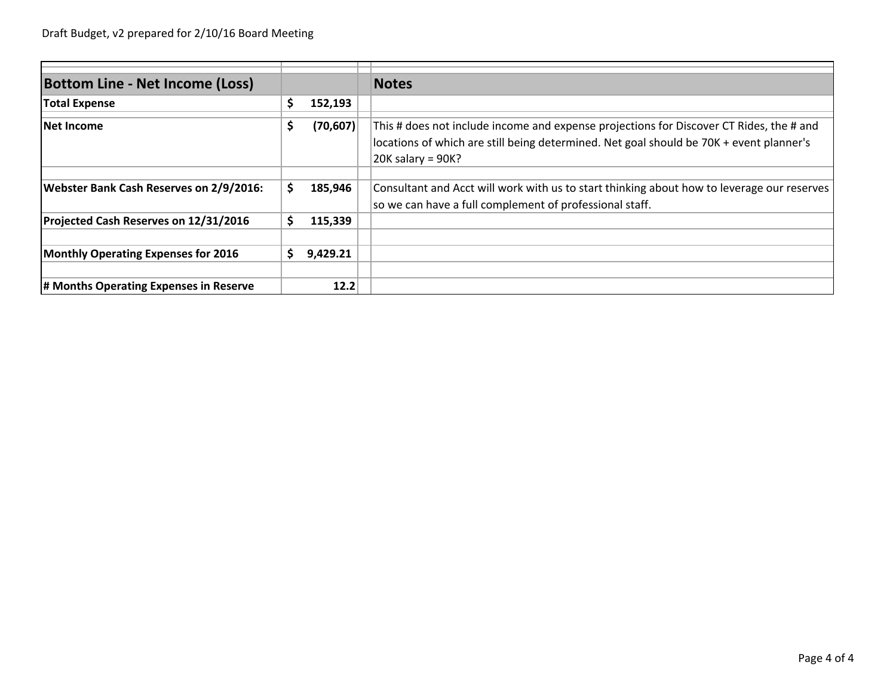Draft Budget, v2 prepared for 2/10/16 Board Meeting

| Bottom Line - Net Income (Loss) | | Notes |
|---|---|---|
| **Total Expense** | **$ 152,193** | |
| **Net Income** | **$ (70,607)** | This # does not include income and expense projections for Discover CT Rides, the # and locations of which are still being determined. Net goal should be 70K + event planner's 20K salary = 90K? |
| | | |
| **Webster Bank Cash Reserves on 2/9/2016:** | **$ 185,946** | Consultant and Acct will work with us to start thinking about how to leverage our reserves so we can have a full complement of professional staff. |
| **Projected Cash Reserves on 12/31/2016** | **$ 115,339** | |
| | | |
| **Monthly Operating Expenses for 2016** | **$ 9,429.21** | |
| | | |
| **# Months Operating Expenses in Reserve** | **12.2** | |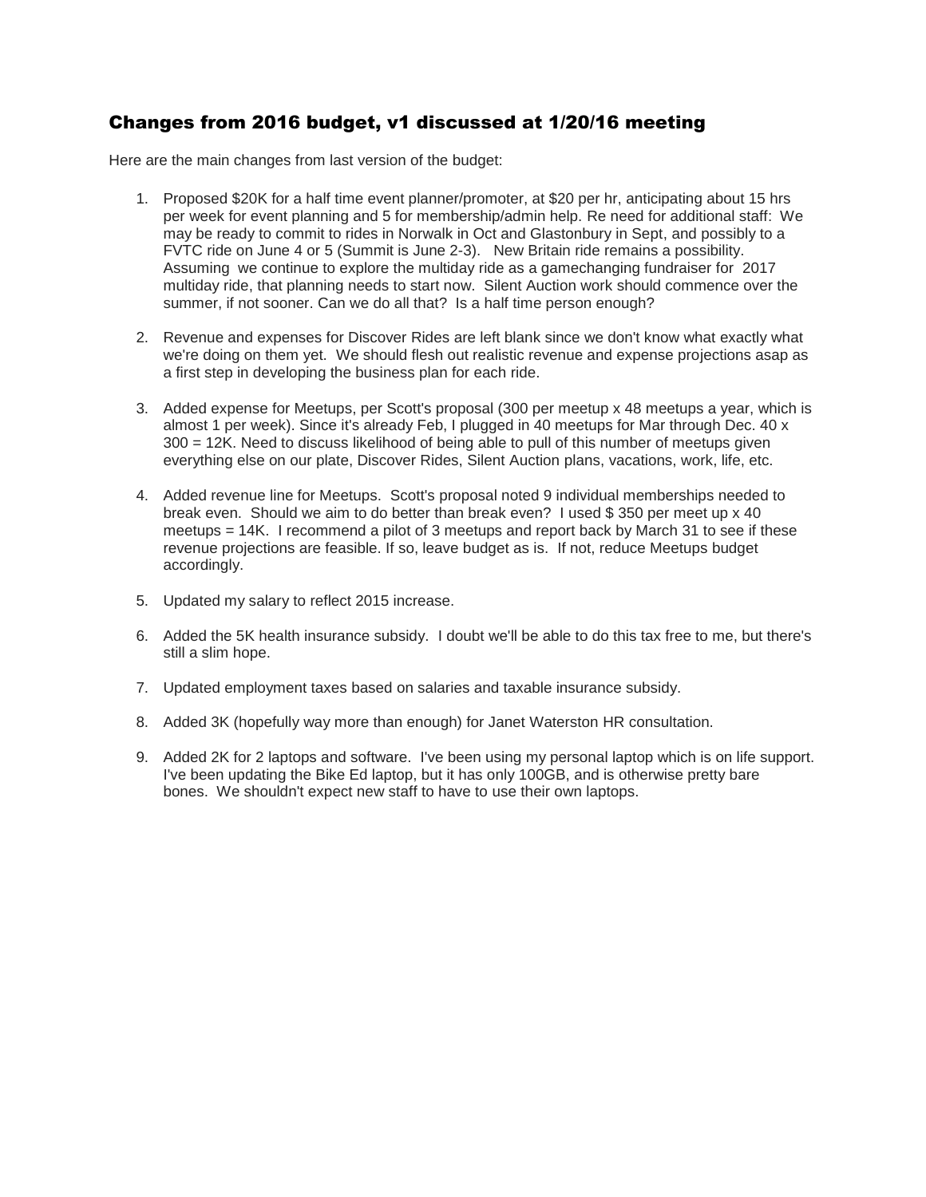## Changes from 2016 budget, v1 discussed at 1/20/16 meeting

Here are the main changes from last version of the budget:

1. Proposed $20K for a half time event planner/promoter, at $20 per hr, anticipating about 15 hrs per week for event planning and 5 for membership/admin help. Re need for additional staff: We may be ready to commit to rides in Norwalk in Oct and Glastonbury in Sept, and possibly to a FVTC ride on June 4 or 5 (Summit is June 2-3). New Britain ride remains a possibility. Assuming we continue to explore the multiday ride as a gamechanging fundraiser for 2017 multiday ride, that planning needs to start now. Silent Auction work should commence over the summer, if not sooner. Can we do all that? Is a half time person enough?

2. Revenue and expenses for Discover Rides are left blank since we don't know what exactly what we're doing on them yet. We should flesh out realistic revenue and expense projections asap as a first step in developing the business plan for each ride.

3. Added expense for Meetups, per Scott's proposal (300 per meetup x 48 meetups a year, which is almost 1 per week). Since it's already Feb, I plugged in 40 meetups for Mar through Dec. 40 x 300 = 12K. Need to discuss likelihood of being able to pull of this number of meetups given everything else on our plate, Discover Rides, Silent Auction plans, vacations, work, life, etc.

4. Added revenue line for Meetups. Scott's proposal noted 9 individual memberships needed to break even. Should we aim to do better than break even? I used $ 350 per meet up x 40 meetups = 14K. I recommend a pilot of 3 meetups and report back by March 31 to see if these revenue projections are feasible. If so, leave budget as is. If not, reduce Meetups budget accordingly.

5. Updated my salary to reflect 2015 increase.

6. Added the 5K health insurance subsidy. I doubt we'll be able to do this tax free to me, but there's still a slim hope.

7. Updated employment taxes based on salaries and taxable insurance subsidy.

8. Added 3K (hopefully way more than enough) for Janet Waterston HR consultation.

9. Added 2K for 2 laptops and software. I've been using my personal laptop which is on life support. I've been updating the Bike Ed laptop, but it has only 100GB, and is otherwise pretty bare bones. We shouldn't expect new staff to have to use their own laptops.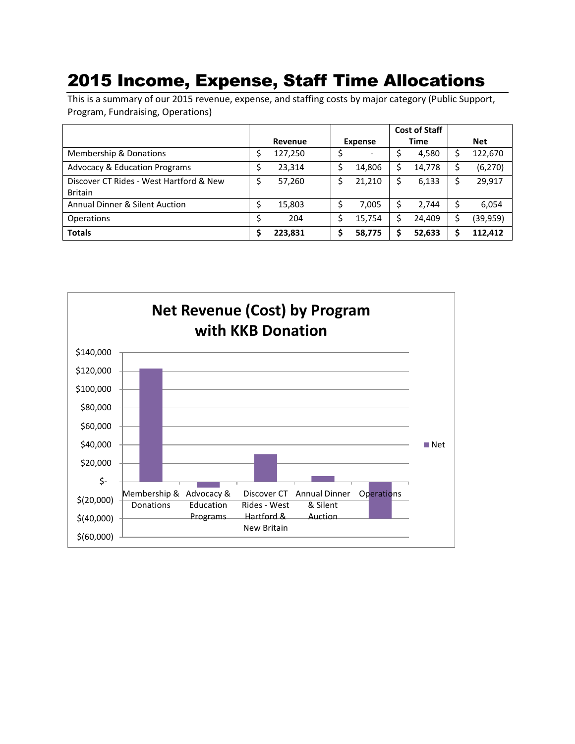# 2015 Income, Expense, Staff Time Allocations

This is a summary of our 2015 revenue, expense, and staffing costs by major category (Public Support, Program, Fundraising, Operations)

| | Revenue | Expense | Cost of Staff Time | Net |
|---|---|---|---|---|
| Membership & Donations | $ 127,250 | $ - | $ 4,580 | $ 122,670 |
| Advocacy & Education Programs | $ 23,314 | $ 14,806 | $ 14,778 | $ (6,270) |
| Discover CT Rides - West Hartford & New Britain | $ 57,260 | $ 21,210 | $ 6,133 | $ 29,917 |
| Annual Dinner & Silent Auction | $ 15,803 | $ 7,005 | $ 2,744 | $ 6,054 |
| Operations | $ 204 | $ 15,754 | $ 24,409 | $ (39,959) |
| **Totals** | **$ 223,831** | **$ 58,775** | **$ 52,633** | **$ 112,412** |

**Net Revenue (Cost) by Program with KKB Donation**

| Program | Net |
|---|---|
| Membership & Donations | $ 122,670 |
| Advocacy & Education Programs | $ (6,270) |
| Discover CT Rides - West Hartford & New Britain | $ 29,917 |
| Annual Dinner & Silent Auction | $ 6,054 |
| Operations | $ (39,959) |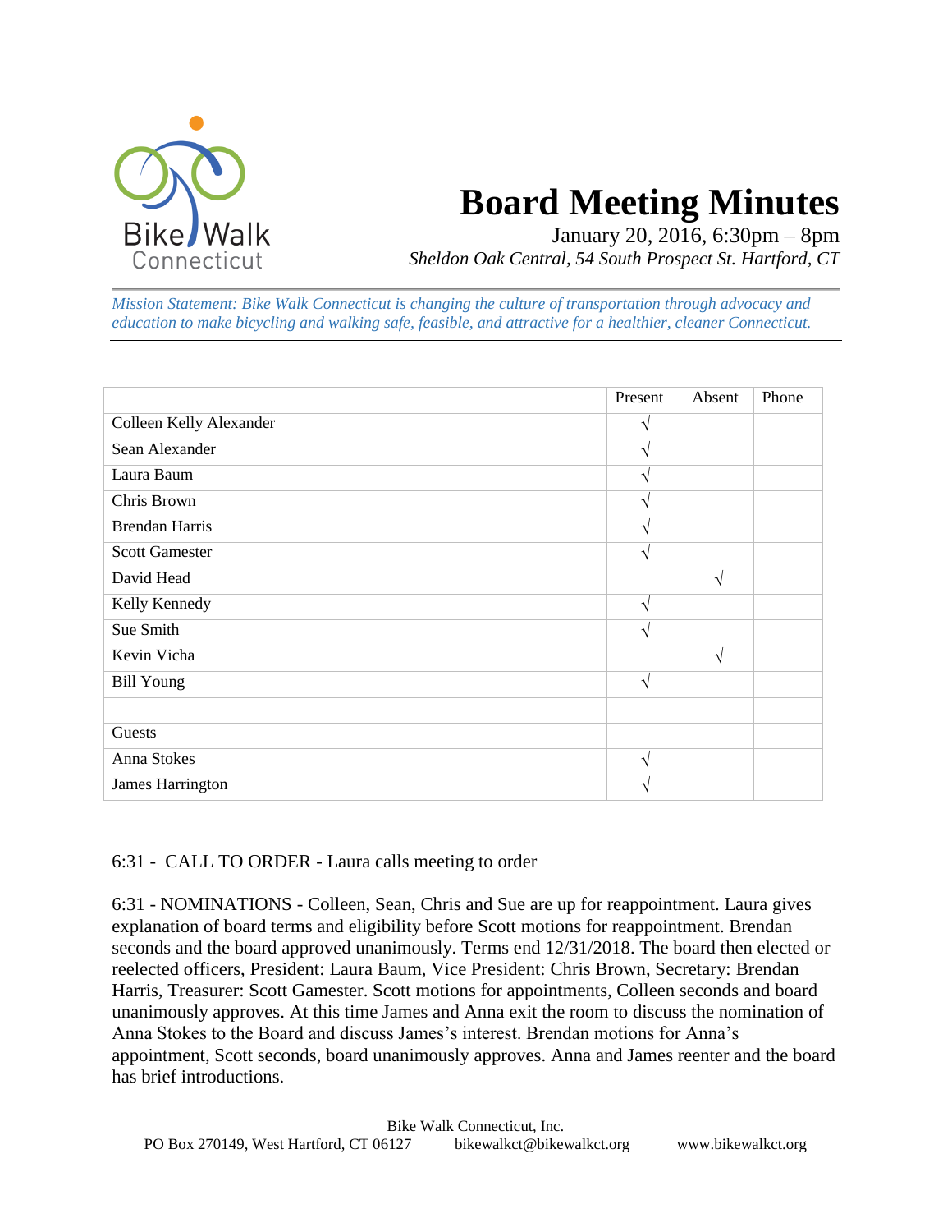# Board Meeting Minutes

January 20, 2016, 6:30pm – 8pm

*Sheldon Oak Central, 54 South Prospect St. Hartford, CT*

*Mission Statement: Bike Walk Connecticut is changing the culture of transportation through advocacy and education to make bicycling and walking safe, feasible, and attractive for a healthier, cleaner Connecticut.*

| | Present | Absent | Phone |
|---|---|---|---|
| Colleen Kelly Alexander | √ | | |
| Sean Alexander | √ | | |
| Laura Baum | √ | | |
| Chris Brown | √ | | |
| Brendan Harris | √ | | |
| Scott Gamester | √ | | |
| David Head | | √ | |
| Kelly Kennedy | √ | | |
| Sue Smith | √ | | |
| Kevin Vicha | | √ | |
| Bill Young | √ | | |
| | | | |
| Guests | | | |
| Anna Stokes | √ | | |
| James Harrington | √ | | |

6:31 - CALL TO ORDER - Laura calls meeting to order

6:31 - NOMINATIONS - Colleen, Sean, Chris and Sue are up for reappointment. Laura gives explanation of board terms and eligibility before Scott motions for reappointment. Brendan seconds and the board approved unanimously. Terms end 12/31/2018. The board then elected or reelected officers, President: Laura Baum, Vice President: Chris Brown, Secretary: Brendan Harris, Treasurer: Scott Gamester. Scott motions for appointments, Colleen seconds and board unanimously approves. At this time James and Anna exit the room to discuss the nomination of Anna Stokes to the Board and discuss James's interest. Brendan motions for Anna's appointment, Scott seconds, board unanimously approves. Anna and James reenter and the board has brief introductions.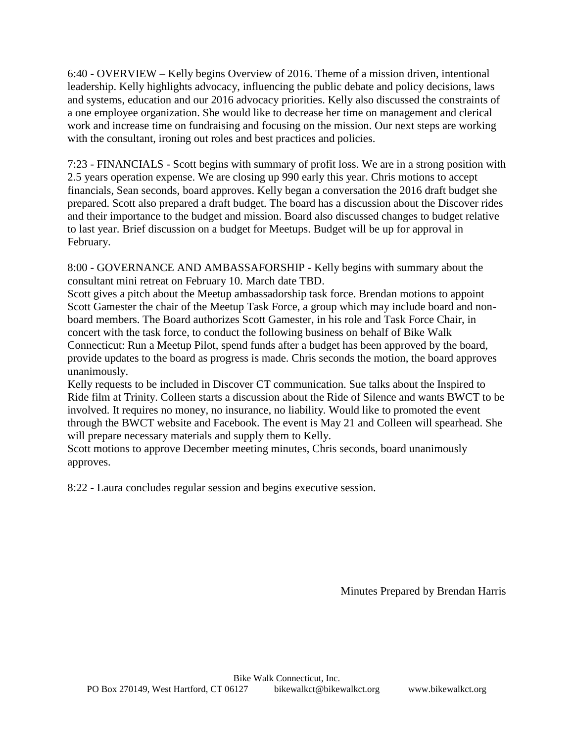6:40 - OVERVIEW – Kelly begins Overview of 2016. Theme of a mission driven, intentional leadership. Kelly highlights advocacy, influencing the public debate and policy decisions, laws and systems, education and our 2016 advocacy priorities. Kelly also discussed the constraints of a one employee organization. She would like to decrease her time on management and clerical work and increase time on fundraising and focusing on the mission. Our next steps are working with the consultant, ironing out roles and best practices and policies.

7:23 - FINANCIALS - Scott begins with summary of profit loss. We are in a strong position with 2.5 years operation expense. We are closing up 990 early this year. Chris motions to accept financials, Sean seconds, board approves. Kelly began a conversation the 2016 draft budget she prepared. Scott also prepared a draft budget. The board has a discussion about the Discover rides and their importance to the budget and mission. Board also discussed changes to budget relative to last year. Brief discussion on a budget for Meetups. Budget will be up for approval in February.

8:00 - GOVERNANCE AND AMBASSAFORSHIP - Kelly begins with summary about the consultant mini retreat on February 10. March date TBD.
Scott gives a pitch about the Meetup ambassadorship task force. Brendan motions to appoint Scott Gamester the chair of the Meetup Task Force, a group which may include board and non-board members. The Board authorizes Scott Gamester, in his role and Task Force Chair, in concert with the task force, to conduct the following business on behalf of Bike Walk Connecticut: Run a Meetup Pilot, spend funds after a budget has been approved by the board, provide updates to the board as progress is made. Chris seconds the motion, the board approves unanimously.
Kelly requests to be included in Discover CT communication. Sue talks about the Inspired to Ride film at Trinity. Colleen starts a discussion about the Ride of Silence and wants BWCT to be involved. It requires no money, no insurance, no liability. Would like to promoted the event through the BWCT website and Facebook. The event is May 21 and Colleen will spearhead. She will prepare necessary materials and supply them to Kelly.
Scott motions to approve December meeting minutes, Chris seconds, board unanimously approves.

8:22 - Laura concludes regular session and begins executive session.

Minutes Prepared by Brendan Harris

Bike Walk Connecticut, Inc.
PO Box 270149, West Hartford, CT 06127 bikewalkct@bikewalkct.org www.bikewalkct.org